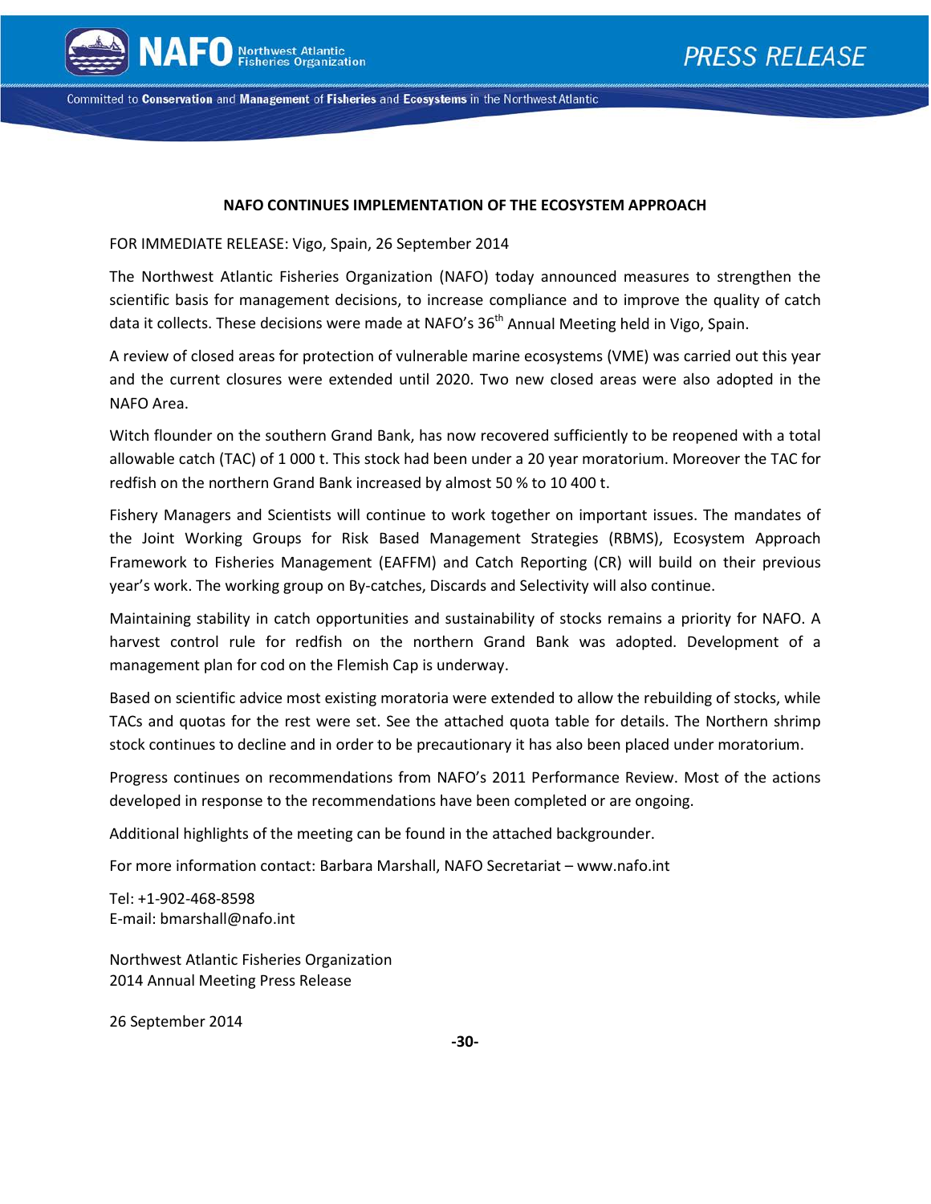NAFO Northwest Atlantic Fisheries Organization

PRESS RELEASE

Committed to **Conservation** and **Management** of **Fisheries** and **Ecosystems** in the Northwest Atlantic

**NAFO CONTINUES IMPLEMENTATION OF THE ECOSYSTEM APPROACH**

FOR IMMEDIATE RELEASE: Vigo, Spain, 26 September 2014

The Northwest Atlantic Fisheries Organization (NAFO) today announced measures to strengthen the scientific basis for management decisions, to increase compliance and to improve the quality of catch data it collects. These decisions were made at NAFO's 36th Annual Meeting held in Vigo, Spain.

A review of closed areas for protection of vulnerable marine ecosystems (VME) was carried out this year and the current closures were extended until 2020. Two new closed areas were also adopted in the NAFO Area.

Witch flounder on the southern Grand Bank, has now recovered sufficiently to be reopened with a total allowable catch (TAC) of 1 000 t. This stock had been under a 20 year moratorium. Moreover the TAC for redfish on the northern Grand Bank increased by almost 50 % to 10 400 t.

Fishery Managers and Scientists will continue to work together on important issues. The mandates of the Joint Working Groups for Risk Based Management Strategies (RBMS), Ecosystem Approach Framework to Fisheries Management (EAFFM) and Catch Reporting (CR) will build on their previous year's work. The working group on By-catches, Discards and Selectivity will also continue.

Maintaining stability in catch opportunities and sustainability of stocks remains a priority for NAFO. A harvest control rule for redfish on the northern Grand Bank was adopted. Development of a management plan for cod on the Flemish Cap is underway.

Based on scientific advice most existing moratoria were extended to allow the rebuilding of stocks, while TACs and quotas for the rest were set. See the attached quota table for details. The Northern shrimp stock continues to decline and in order to be precautionary it has also been placed under moratorium.

Progress continues on recommendations from NAFO's 2011 Performance Review. Most of the actions developed in response to the recommendations have been completed or are ongoing.

Additional highlights of the meeting can be found in the attached backgrounder.

For more information contact: Barbara Marshall, NAFO Secretariat – www.nafo.int

Tel: +1-902-468-8598  
E-mail: bmarshall@nafo.int

Northwest Atlantic Fisheries Organization  
2014 Annual Meeting Press Release

26 September 2014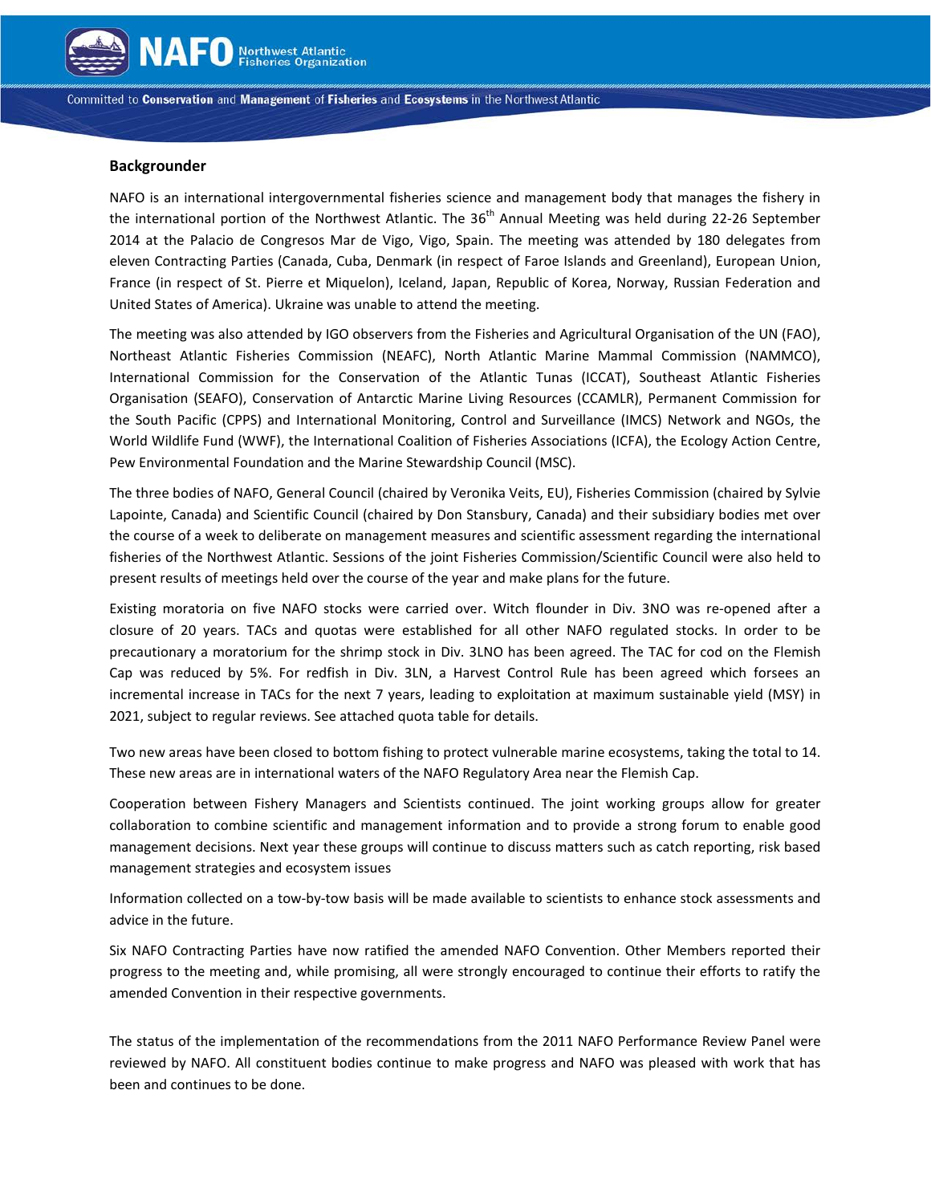## Backgrounder

NAFO is an international intergovernmental fisheries science and management body that manages the fishery in the international portion of the Northwest Atlantic. The 36th Annual Meeting was held during 22-26 September 2014 at the Palacio de Congresos Mar de Vigo, Vigo, Spain. The meeting was attended by 180 delegates from eleven Contracting Parties (Canada, Cuba, Denmark (in respect of Faroe Islands and Greenland), European Union, France (in respect of St. Pierre et Miquelon), Iceland, Japan, Republic of Korea, Norway, Russian Federation and United States of America). Ukraine was unable to attend the meeting.

The meeting was also attended by IGO observers from the Fisheries and Agricultural Organisation of the UN (FAO), Northeast Atlantic Fisheries Commission (NEAFC), North Atlantic Marine Mammal Commission (NAMMCO), International Commission for the Conservation of the Atlantic Tunas (ICCAT), Southeast Atlantic Fisheries Organisation (SEAFO), Conservation of Antarctic Marine Living Resources (CCAMLR), Permanent Commission for the South Pacific (CPPS) and International Monitoring, Control and Surveillance (IMCS) Network and NGOs, the World Wildlife Fund (WWF), the International Coalition of Fisheries Associations (ICFA), the Ecology Action Centre, Pew Environmental Foundation and the Marine Stewardship Council (MSC).

The three bodies of NAFO, General Council (chaired by Veronika Veits, EU), Fisheries Commission (chaired by Sylvie Lapointe, Canada) and Scientific Council (chaired by Don Stansbury, Canada) and their subsidiary bodies met over the course of a week to deliberate on management measures and scientific assessment regarding the international fisheries of the Northwest Atlantic. Sessions of the joint Fisheries Commission/Scientific Council were also held to present results of meetings held over the course of the year and make plans for the future.

Existing moratoria on five NAFO stocks were carried over. Witch flounder in Div. 3NO was re-opened after a closure of 20 years. TACs and quotas were established for all other NAFO regulated stocks. In order to be precautionary a moratorium for the shrimp stock in Div. 3LNO has been agreed. The TAC for cod on the Flemish Cap was reduced by 5%. For redfish in Div. 3LN, a Harvest Control Rule has been agreed which forsees an incremental increase in TACs for the next 7 years, leading to exploitation at maximum sustainable yield (MSY) in 2021, subject to regular reviews. See attached quota table for details.

Two new areas have been closed to bottom fishing to protect vulnerable marine ecosystems, taking the total to 14. These new areas are in international waters of the NAFO Regulatory Area near the Flemish Cap.

Cooperation between Fishery Managers and Scientists continued. The joint working groups allow for greater collaboration to combine scientific and management information and to provide a strong forum to enable good management decisions. Next year these groups will continue to discuss matters such as catch reporting, risk based management strategies and ecosystem issues

Information collected on a tow-by-tow basis will be made available to scientists to enhance stock assessments and advice in the future.

Six NAFO Contracting Parties have now ratified the amended NAFO Convention. Other Members reported their progress to the meeting and, while promising, all were strongly encouraged to continue their efforts to ratify the amended Convention in their respective governments.

The status of the implementation of the recommendations from the 2011 NAFO Performance Review Panel were reviewed by NAFO. All constituent bodies continue to make progress and NAFO was pleased with work that has been and continues to be done.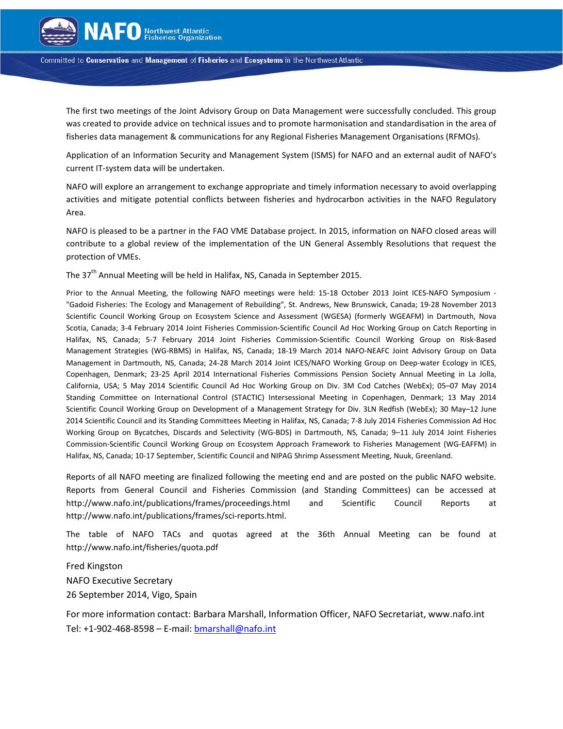The first two meetings of the Joint Advisory Group on Data Management were successfully concluded. This group was created to provide advice on technical issues and to promote harmonisation and standardisation in the area of fisheries data management & communications for any Regional Fisheries Management Organisations (RFMOs).

Application of an Information Security and Management System (ISMS) for NAFO and an external audit of NAFO's current IT-system data will be undertaken.

NAFO will explore an arrangement to exchange appropriate and timely information necessary to avoid overlapping activities and mitigate potential conflicts between fisheries and hydrocarbon activities in the NAFO Regulatory Area.

NAFO is pleased to be a partner in the FAO VME Database project. In 2015, information on NAFO closed areas will contribute to a global review of the implementation of the UN General Assembly Resolutions that request the protection of VMEs.

The 37th Annual Meeting will be held in Halifax, NS, Canada in September 2015.

Prior to the Annual Meeting, the following NAFO meetings were held: 15-18 October 2013 Joint ICES-NAFO Symposium - "Gadoid Fisheries: The Ecology and Management of Rebuilding", St. Andrews, New Brunswick, Canada; 19-28 November 2013 Scientific Council Working Group on Ecosystem Science and Assessment (WGESA) (formerly WGEAFM) in Dartmouth, Nova Scotia, Canada; 3-4 February 2014 Joint Fisheries Commission-Scientific Council Ad Hoc Working Group on Catch Reporting in Halifax, NS, Canada; 5-7 February 2014 Joint Fisheries Commission-Scientific Council Working Group on Risk-Based Management Strategies (WG-RBMS) in Halifax, NS, Canada; 18-19 March 2014 NAFO-NEAFC Joint Advisory Group on Data Management in Dartmouth, NS, Canada; 24-28 March 2014 Joint ICES/NAFO Working Group on Deep-water Ecology in ICES, Copenhagen, Denmark; 23-25 April 2014 International Fisheries Commissions Pension Society Annual Meeting in La Jolla, California, USA; 5 May 2014 Scientific Council Ad Hoc Working Group on Div. 3M Cod Catches (WebEx); 05–07 May 2014 Standing Committee on International Control (STACTIC) Intersessional Meeting in Copenhagen, Denmark; 13 May 2014 Scientific Council Working Group on Development of a Management Strategy for Div. 3LN Redfish (WebEx); 30 May–12 June 2014 Scientific Council and its Standing Committees Meeting in Halifax, NS, Canada; 7-8 July 2014 Fisheries Commission Ad Hoc Working Group on Bycatches, Discards and Selectivity (WG-BDS) in Dartmouth, NS, Canada; 9–11 July 2014 Joint Fisheries Commission-Scientific Council Working Group on Ecosystem Approach Framework to Fisheries Management (WG-EAFFM) in Halifax, NS, Canada; 10-17 September, Scientific Council and NIPAG Shrimp Assessment Meeting, Nuuk, Greenland.

Reports of all NAFO meeting are finalized following the meeting end and are posted on the public NAFO website. Reports from General Council and Fisheries Commission (and Standing Committees) can be accessed at http://www.nafo.int/publications/frames/proceedings.html and Scientific Council Reports at http://www.nafo.int/publications/frames/sci-reports.html.

The table of NAFO TACs and quotas agreed at the 36th Annual Meeting can be found at http://www.nafo.int/fisheries/quota.pdf

Fred Kingston
NAFO Executive Secretary
26 September 2014, Vigo, Spain

For more information contact: Barbara Marshall, Information Officer, NAFO Secretariat, www.nafo.int
Tel: +1-902-468-8598 – E-mail: bmarshall@nafo.int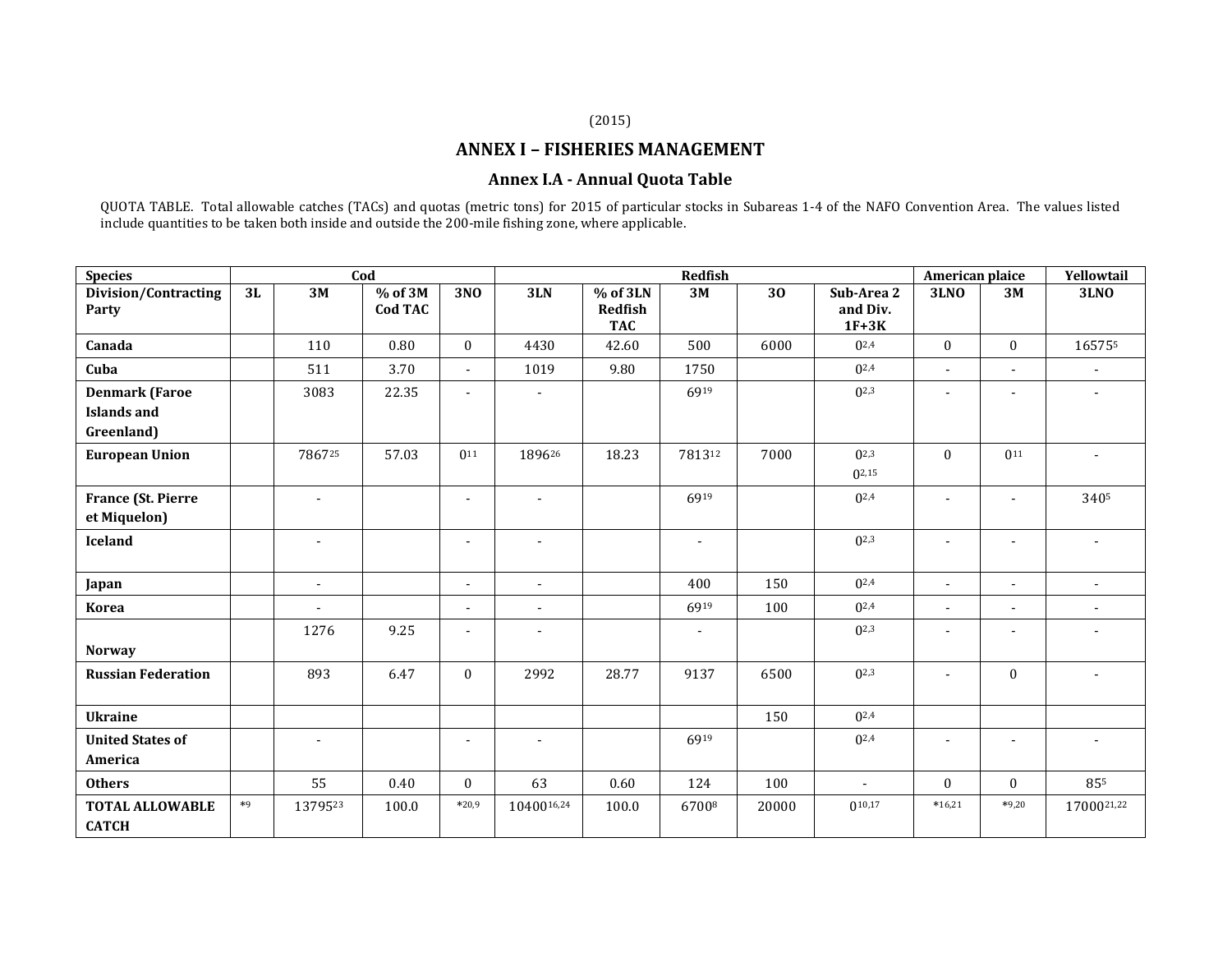(2015)

## ANNEX I – FISHERIES MANAGEMENT

### Annex I.A - Annual Quota Table

QUOTA TABLE. Total allowable catches (TACs) and quotas (metric tons) for 2015 of particular stocks in Subareas 1-4 of the NAFO Convention Area. The values listed include quantities to be taken both inside and outside the 200-mile fishing zone, where applicable.

| Species | Cod | | | | Redfish | | | | | American plaice | | Yellowtail |
|---|---|---|---|---|---|---|---|---|---|---|---|---|
| Division/Contracting Party | 3L | 3M | % of 3M Cod TAC | 3NO | 3LN | % of 3LN Redfish TAC | 3M | 3O | Sub-Area 2 and Div. 1F+3K | 3LNO | 3M | 3LNO |
| Canada | | 110 | 0.80 | 0 | 4430 | 42.60 | 500 | 6000 | 0[2,4] | 0 | 0 | 16575[5] |
| Cuba | | 511 | 3.70 | - | 1019 | 9.80 | 1750 | | 0[2,4] | - | - | - |
| Denmark (Faroe Islands and Greenland) | | 3083 | 22.35 | - | - | | 69[19] | | 0[2,3] | - | - | - |
| European Union | | 7867[25] | 57.03 | 0[11] | 1896[26] | 18.23 | 7813[12] | 7000 | 0[2,3] 0[2,15] | 0 | 0[11] | - |
| France (St. Pierre et Miquelon) | | - | | - | - | | 69[19] | | 0[2,4] | - | - | 340[5] |
| Iceland | | - | | - | - | | - | | 0[2,3] | - | - | - |
| Japan | | - | | - | - | | 400 | 150 | 0[2,4] | - | - | - |
| Korea | | - | | - | - | | 69[19] | 100 | 0[2,4] | - | - | - |
| Norway | | 1276 | 9.25 | - | - | | - | | 0[2,3] | - | - | - |
| Russian Federation | | 893 | 6.47 | 0 | 2992 | 28.77 | 9137 | 6500 | 0[2,3] | - | 0 | - |
| Ukraine | | | | | | | | 150 | 0[2,4] | | | |
| United States of America | | - | | - | - | | 69[19] | | 0[2,4] | - | - | - |
| Others | | 55 | 0.40 | 0 | 63 | 0.60 | 124 | 100 | - | 0 | 0 | 85[5] |
| TOTAL ALLOWABLE CATCH | *[9] | 13795[23] | 100.0 | *[20,9] | 10400[16,24] | 100.0 | 6700[8] | 20000 | 0[10,17] | *[16,21] | *[9,20] | 17000[21,22] |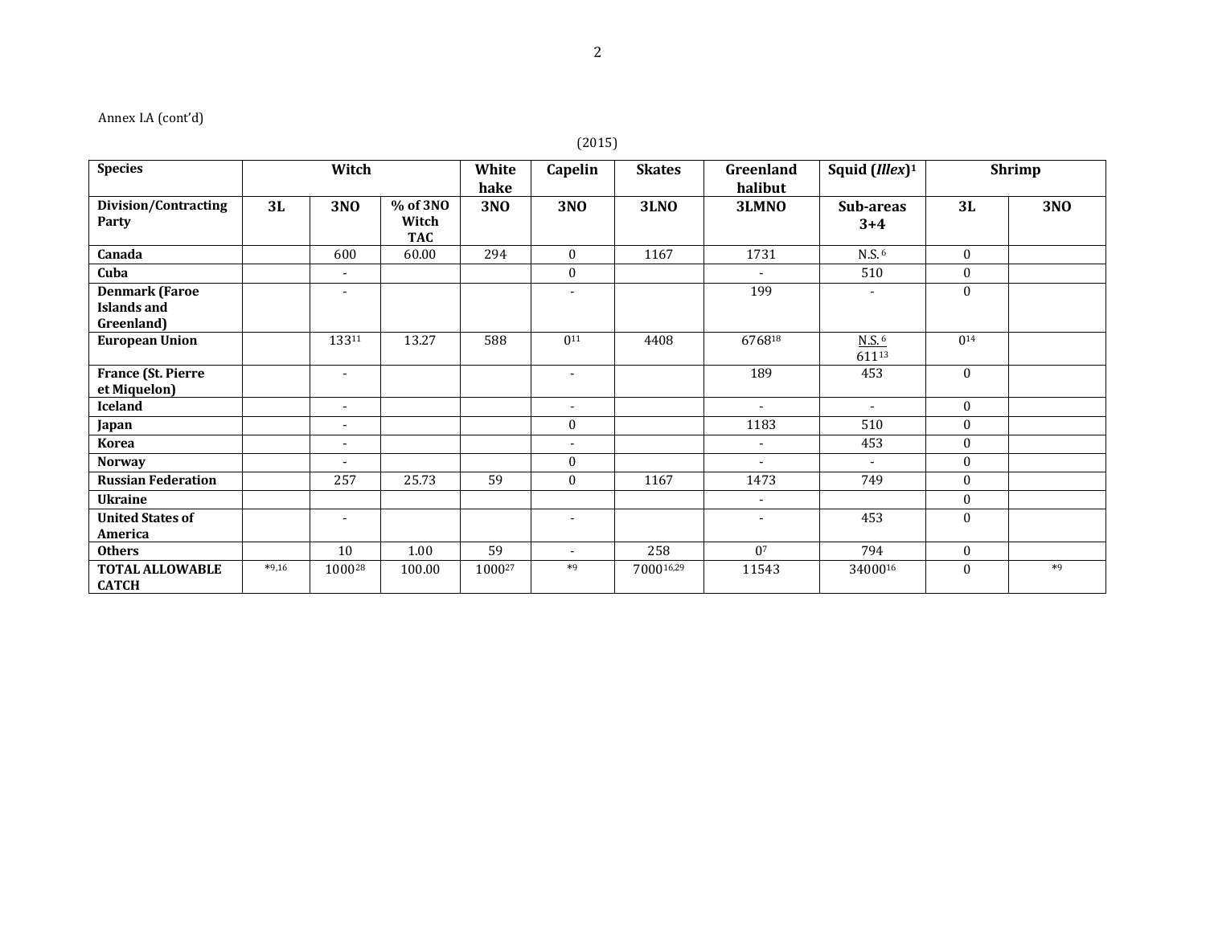Annex I.A (cont'd)

(2015)

| Species | Witch | | | White hake | Capelin | Skates | Greenland halibut | Squid (*Illex*)[1] | Shrimp | |
|---|---|---|---|---|---|---|---|---|---|---|
| **Division/Contracting Party** | **3L** | **3NO** | **% of 3NO Witch TAC** | **3NO** | **3NO** | **3LNO** | **3LMNO** | **Sub-areas 3+4** | **3L** | **3NO** |
| **Canada** | | 600 | 60.00 | 294 | 0 | 1167 | 1731 | N.S. [6] | 0 | |
| **Cuba** | | - | | | 0 | | - | 510 | 0 | |
| **Denmark (Faroe Islands and Greenland)** | | - | | | - | | 199 | - | 0 | |
| **European Union** | | 133[11] | 13.27 | 588 | 0[11] | 4408 | 6768[18] | N.S. [6] 611[13] | 0[14] | |
| **France (St. Pierre et Miquelon)** | | - | | | - | | 189 | 453 | 0 | |
| **Iceland** | | - | | | - | | - | - | 0 | |
| **Japan** | | - | | | 0 | | 1183 | 510 | 0 | |
| **Korea** | | - | | | - | | - | 453 | 0 | |
| **Norway** | | - | | | 0 | | - | - | 0 | |
| **Russian Federation** | | 257 | 25.73 | 59 | 0 | 1167 | 1473 | 749 | 0 | |
| **Ukraine** | | | | | | | - | | 0 | |
| **United States of America** | | - | | | - | | - | 453 | 0 | |
| **Others** | | 10 | 1.00 | 59 | - | 258 | 0[7] | 794 | 0 | |
| **TOTAL ALLOWABLE CATCH** | *[9,16] | 1000[28] | 100.00 | 1000[27] | *[9] | 7000[16,29] | 11543 | 34000[16] | 0 | *[9] |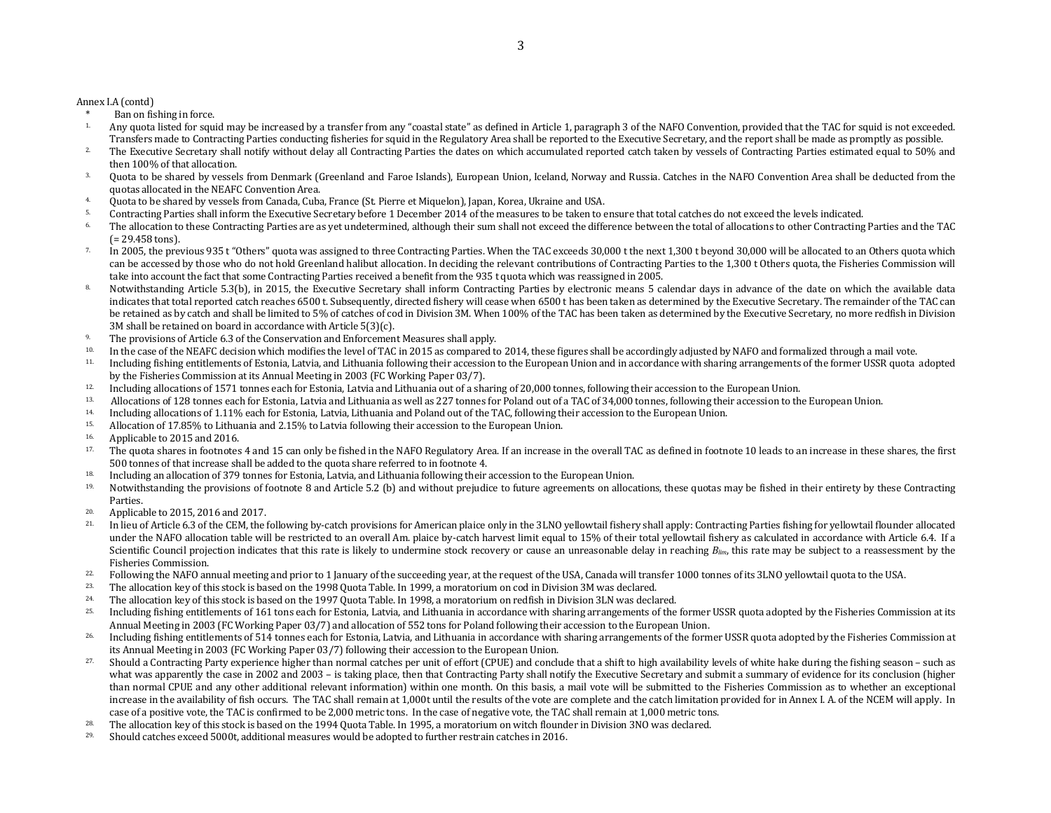Annex I.A (contd)

- \* Ban on fishing in force.

1. Any quota listed for squid may be increased by a transfer from any "coastal state" as defined in Article 1, paragraph 3 of the NAFO Convention, provided that the TAC for squid is not exceeded. Transfers made to Contracting Parties conducting fisheries for squid in the Regulatory Area shall be reported to the Executive Secretary, and the report shall be made as promptly as possible.
2. The Executive Secretary shall notify without delay all Contracting Parties the dates on which accumulated reported catch taken by vessels of Contracting Parties estimated equal to 50% and then 100% of that allocation.
3. Quota to be shared by vessels from Denmark (Greenland and Faroe Islands), European Union, Iceland, Norway and Russia. Catches in the NAFO Convention Area shall be deducted from the quotas allocated in the NEAFC Convention Area.
4. Quota to be shared by vessels from Canada, Cuba, France (St. Pierre et Miquelon), Japan, Korea, Ukraine and USA.
5. Contracting Parties shall inform the Executive Secretary before 1 December 2014 of the measures to be taken to ensure that total catches do not exceed the levels indicated.
6. The allocation to these Contracting Parties are as yet undetermined, although their sum shall not exceed the difference between the total of allocations to other Contracting Parties and the TAC (= 29.458 tons).
7. In 2005, the previous 935 t "Others" quota was assigned to three Contracting Parties. When the TAC exceeds 30,000 t the next 1,300 t beyond 30,000 will be allocated to an Others quota which can be accessed by those who do not hold Greenland halibut allocation. In deciding the relevant contributions of Contracting Parties to the 1,300 t Others quota, the Fisheries Commission will take into account the fact that some Contracting Parties received a benefit from the 935 t quota which was reassigned in 2005.
8. Notwithstanding Article 5.3(b), in 2015, the Executive Secretary shall inform Contracting Parties by electronic means 5 calendar days in advance of the date on which the available data indicates that total reported catch reaches 6500 t. Subsequently, directed fishery will cease when 6500 t has been taken as determined by the Executive Secretary. The remainder of the TAC can be retained as by catch and shall be limited to 5% of catches of cod in Division 3M. When 100% of the TAC has been taken as determined by the Executive Secretary, no more redfish in Division 3M shall be retained on board in accordance with Article 5(3)(c).
9. The provisions of Article 6.3 of the Conservation and Enforcement Measures shall apply.
10. In the case of the NEAFC decision which modifies the level of TAC in 2015 as compared to 2014, these figures shall be accordingly adjusted by NAFO and formalized through a mail vote.
11. Including fishing entitlements of Estonia, Latvia, and Lithuania following their accession to the European Union and in accordance with sharing arrangements of the former USSR quota adopted by the Fisheries Commission at its Annual Meeting in 2003 (FC Working Paper 03/7).
12. Including allocations of 1571 tonnes each for Estonia, Latvia and Lithuania out of a sharing of 20,000 tonnes, following their accession to the European Union.
13. Allocations of 128 tonnes each for Estonia, Latvia and Lithuania as well as 227 tonnes for Poland out of a TAC of 34,000 tonnes, following their accession to the European Union.
14. Including allocations of 1.11% each for Estonia, Latvia, Lithuania and Poland out of the TAC, following their accession to the European Union.
15. Allocation of 17.85% to Lithuania and 2.15% to Latvia following their accession to the European Union.
16. Applicable to 2015 and 2016.
17. The quota shares in footnotes 4 and 15 can only be fished in the NAFO Regulatory Area. If an increase in the overall TAC as defined in footnote 10 leads to an increase in these shares, the first 500 tonnes of that increase shall be added to the quota share referred to in footnote 4.
18. Including an allocation of 379 tonnes for Estonia, Latvia, and Lithuania following their accession to the European Union.
19. Notwithstanding the provisions of footnote 8 and Article 5.2 (b) and without prejudice to future agreements on allocations, these quotas may be fished in their entirety by these Contracting Parties.
20. Applicable to 2015, 2016 and 2017.
21. In lieu of Article 6.3 of the CEM, the following by-catch provisions for American plaice only in the 3LNO yellowtail fishery shall apply: Contracting Parties fishing for yellowtail flounder allocated under the NAFO allocation table will be restricted to an overall Am. plaice by-catch harvest limit equal to 15% of their total yellowtail fishery as calculated in accordance with Article 6.4. If a Scientific Council projection indicates that this rate is likely to undermine stock recovery or cause an unreasonable delay in reaching $B_{lim}$, this rate may be subject to a reassessment by the Fisheries Commission.
22. Following the NAFO annual meeting and prior to 1 January of the succeeding year, at the request of the USA, Canada will transfer 1000 tonnes of its 3LNO yellowtail quota to the USA.
23. The allocation key of this stock is based on the 1998 Quota Table. In 1999, a moratorium on cod in Division 3M was declared.
24. The allocation key of this stock is based on the 1997 Quota Table. In 1998, a moratorium on redfish in Division 3LN was declared.
25. Including fishing entitlements of 161 tons each for Estonia, Latvia, and Lithuania in accordance with sharing arrangements of the former USSR quota adopted by the Fisheries Commission at its Annual Meeting in 2003 (FC Working Paper 03/7) and allocation of 552 tons for Poland following their accession to the European Union.
26. Including fishing entitlements of 514 tonnes each for Estonia, Latvia, and Lithuania in accordance with sharing arrangements of the former USSR quota adopted by the Fisheries Commission at its Annual Meeting in 2003 (FC Working Paper 03/7) following their accession to the European Union.
27. Should a Contracting Party experience higher than normal catches per unit of effort (CPUE) and conclude that a shift to high availability levels of white hake during the fishing season – such as what was apparently the case in 2002 and 2003 – is taking place, then that Contracting Party shall notify the Executive Secretary and submit a summary of evidence for its conclusion (higher than normal CPUE and any other additional relevant information) within one month. On this basis, a mail vote will be submitted to the Fisheries Commission as to whether an exceptional increase in the availability of fish occurs. The TAC shall remain at 1,000t until the results of the vote are complete and the catch limitation provided for in Annex I. A. of the NCEM will apply. In case of a positive vote, the TAC is confirmed to be 2,000 metric tons. In the case of negative vote, the TAC shall remain at 1,000 metric tons.
28. The allocation key of this stock is based on the 1994 Quota Table. In 1995, a moratorium on witch flounder in Division 3NO was declared.
29. Should catches exceed 5000t, additional measures would be adopted to further restrain catches in 2016.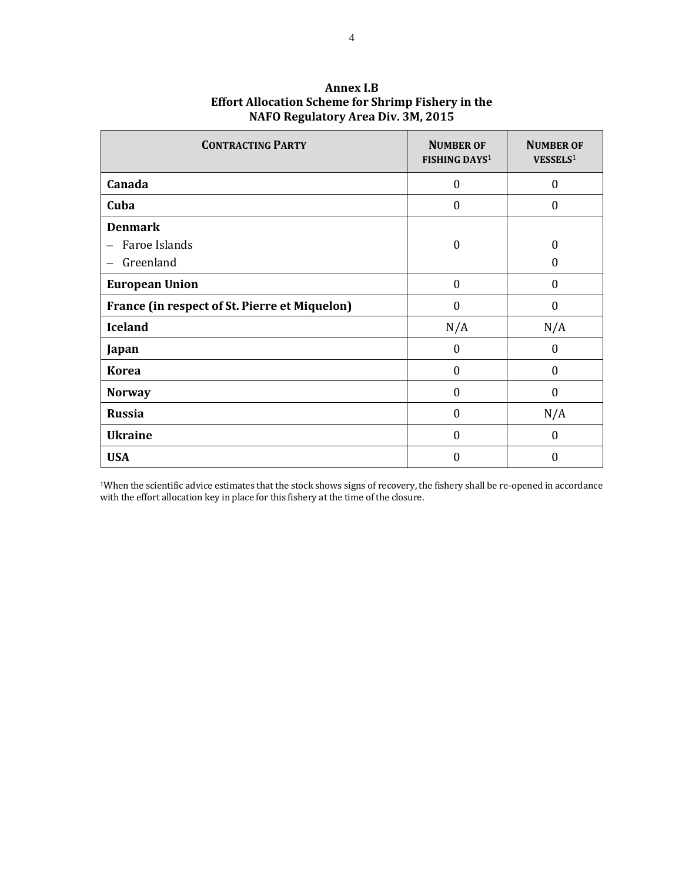## Annex I.B
## Effort Allocation Scheme for Shrimp Fishery in the NAFO Regulatory Area Div. 3M, 2015

| CONTRACTING PARTY | NUMBER OF FISHING DAYS[1] | NUMBER OF VESSELS[1] |
|---|---|---|
| **Canada** | 0 | 0 |
| **Cuba** | 0 | 0 |
| **Denmark**<br>– Faroe Islands<br>– Greenland | 0 | 0<br>0 |
| **European Union** | 0 | 0 |
| **France (in respect of St. Pierre et Miquelon)** | 0 | 0 |
| **Iceland** | N/A | N/A |
| **Japan** | 0 | 0 |
| **Korea** | 0 | 0 |
| **Norway** | 0 | 0 |
| **Russia** | 0 | N/A |
| **Ukraine** | 0 | 0 |
| **USA** | 0 | 0 |

[1]When the scientific advice estimates that the stock shows signs of recovery, the fishery shall be re-opened in accordance with the effort allocation key in place for this fishery at the time of the closure.